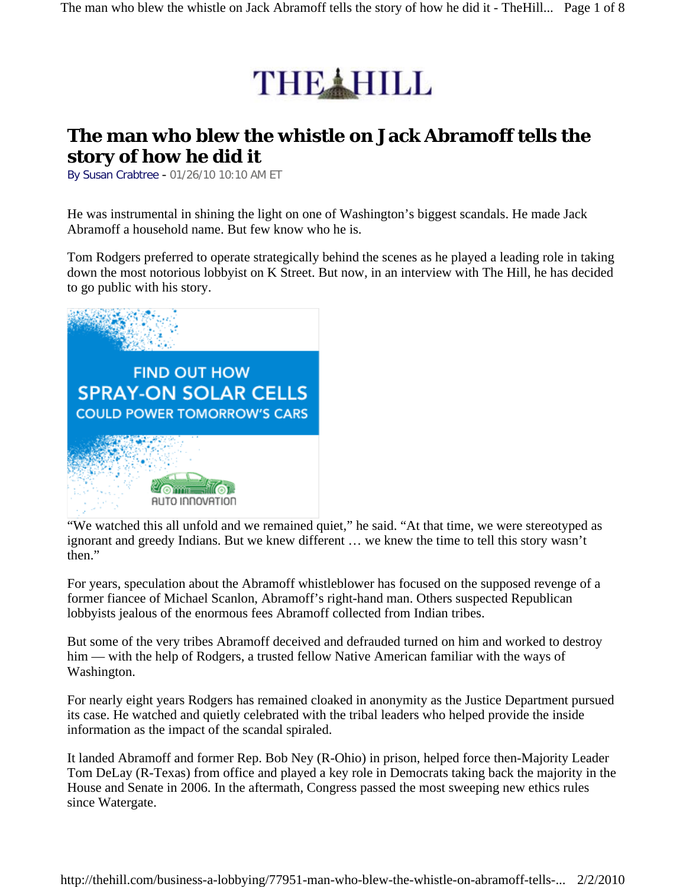# THE HILL

## The man who blew the whistle on Jack Abramoff tells the story of how he did it

By Susan Crabtree - 01/26/10 10:10 AM ET

He was instrumental in shining the light on one of Washington's biggest scandals. He made Jack Abramoff a household name. But few know who he is.

Tom Rodgers preferred to operate strategically behind the scenes as he played a leading role in taking down the most notorious lobbyist on K Street. But now, in an interview with The Hill, he has decided to go public with his story.

"We watched this all unfold and we remained quiet," he said. "At that time, we were stereotyped as ignorant and greedy Indians. But we knew different … we knew the time to tell this story wasn't then."

For years, speculation about the Abramoff whistleblower has focused on the supposed revenge of a former fiancee of Michael Scanlon, Abramoff's right-hand man. Others suspected Republican lobbyists jealous of the enormous fees Abramoff collected from Indian tribes.

But some of the very tribes Abramoff deceived and defrauded turned on him and worked to destroy him — with the help of Rodgers, a trusted fellow Native American familiar with the ways of Washington.

For nearly eight years Rodgers has remained cloaked in anonymity as the Justice Department pursued its case. He watched and quietly celebrated with the tribal leaders who helped provide the inside information as the impact of the scandal spiraled.

It landed Abramoff and former Rep. Bob Ney (R-Ohio) in prison, helped force then-Majority Leader Tom DeLay (R-Texas) from office and played a key role in Democrats taking back the majority in the House and Senate in 2006. In the aftermath, Congress passed the most sweeping new ethics rules since Watergate.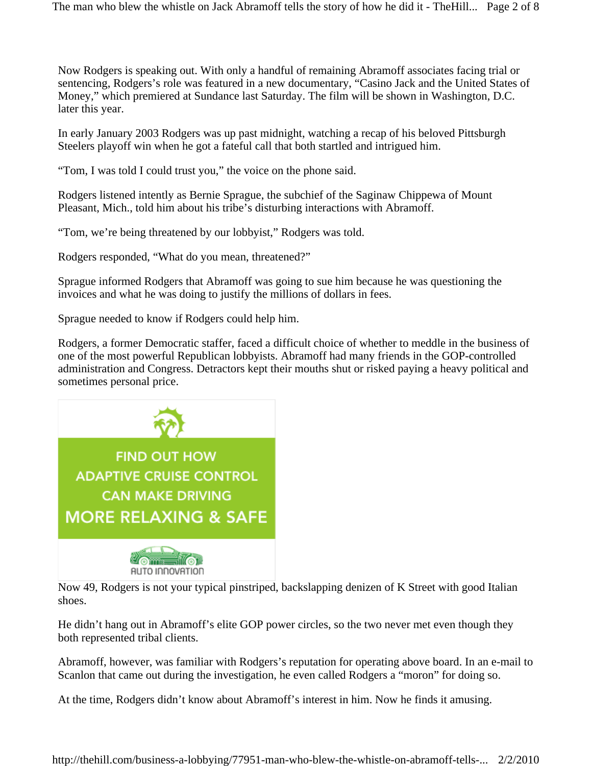Now Rodgers is speaking out. With only a handful of remaining Abramoff associates facing trial or sentencing, Rodgers's role was featured in a new documentary, "Casino Jack and the United States of Money," which premiered at Sundance last Saturday. The film will be shown in Washington, D.C. later this year.

In early January 2003 Rodgers was up past midnight, watching a recap of his beloved Pittsburgh Steelers playoff win when he got a fateful call that both startled and intrigued him.

"Tom, I was told I could trust you," the voice on the phone said.

Rodgers listened intently as Bernie Sprague, the subchief of the Saginaw Chippewa of Mount Pleasant, Mich., told him about his tribe's disturbing interactions with Abramoff.

"Tom, we're being threatened by our lobbyist," Rodgers was told.

Rodgers responded, "What do you mean, threatened?"

Sprague informed Rodgers that Abramoff was going to sue him because he was questioning the invoices and what he was doing to justify the millions of dollars in fees.

Sprague needed to know if Rodgers could help him.

Rodgers, a former Democratic staffer, faced a difficult choice of whether to meddle in the business of one of the most powerful Republican lobbyists. Abramoff had many friends in the GOP-controlled administration and Congress. Detractors kept their mouths shut or risked paying a heavy political and sometimes personal price.

Now 49, Rodgers is not your typical pinstriped, backslapping denizen of K Street with good Italian shoes.

He didn't hang out in Abramoff's elite GOP power circles, so the two never met even though they both represented tribal clients.

Abramoff, however, was familiar with Rodgers's reputation for operating above board. In an e-mail to Scanlon that came out during the investigation, he even called Rodgers a "moron" for doing so.

At the time, Rodgers didn't know about Abramoff's interest in him. Now he finds it amusing.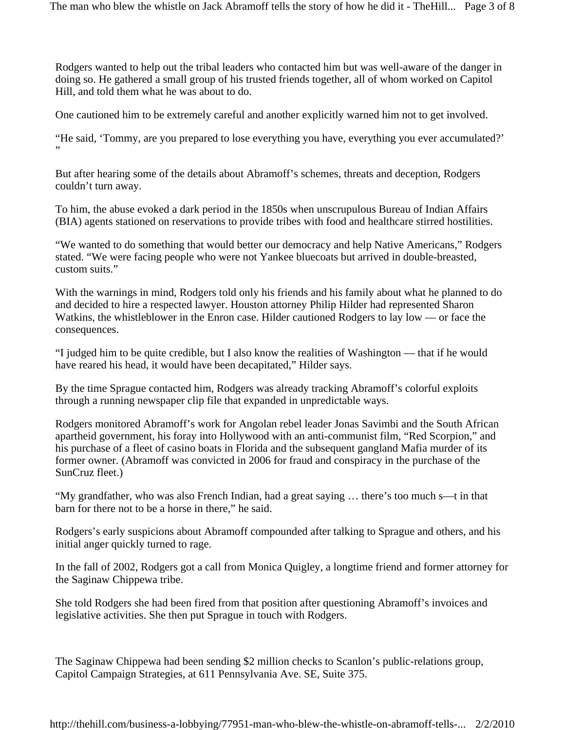Rodgers wanted to help out the tribal leaders who contacted him but was well-aware of the danger in doing so. He gathered a small group of his trusted friends together, all of whom worked on Capitol Hill, and told them what he was about to do.

One cautioned him to be extremely careful and another explicitly warned him not to get involved.

"He said, 'Tommy, are you prepared to lose everything you have, everything you ever accumulated?' "

But after hearing some of the details about Abramoff's schemes, threats and deception, Rodgers couldn't turn away.

To him, the abuse evoked a dark period in the 1850s when unscrupulous Bureau of Indian Affairs (BIA) agents stationed on reservations to provide tribes with food and healthcare stirred hostilities.

"We wanted to do something that would better our democracy and help Native Americans," Rodgers stated. "We were facing people who were not Yankee bluecoats but arrived in double-breasted, custom suits."

With the warnings in mind, Rodgers told only his friends and his family about what he planned to do and decided to hire a respected lawyer. Houston attorney Philip Hilder had represented Sharon Watkins, the whistleblower in the Enron case. Hilder cautioned Rodgers to lay low — or face the consequences.

"I judged him to be quite credible, but I also know the realities of Washington — that if he would have reared his head, it would have been decapitated," Hilder says.

By the time Sprague contacted him, Rodgers was already tracking Abramoff's colorful exploits through a running newspaper clip file that expanded in unpredictable ways.

Rodgers monitored Abramoff's work for Angolan rebel leader Jonas Savimbi and the South African apartheid government, his foray into Hollywood with an anti-communist film, "Red Scorpion," and his purchase of a fleet of casino boats in Florida and the subsequent gangland Mafia murder of its former owner. (Abramoff was convicted in 2006 for fraud and conspiracy in the purchase of the SunCruz fleet.)

"My grandfather, who was also French Indian, had a great saying … there's too much s—t in that barn for there not to be a horse in there," he said.

Rodgers's early suspicions about Abramoff compounded after talking to Sprague and others, and his initial anger quickly turned to rage.

In the fall of 2002, Rodgers got a call from Monica Quigley, a longtime friend and former attorney for the Saginaw Chippewa tribe.

She told Rodgers she had been fired from that position after questioning Abramoff's invoices and legislative activities. She then put Sprague in touch with Rodgers.

The Saginaw Chippewa had been sending $2 million checks to Scanlon's public-relations group, Capitol Campaign Strategies, at 611 Pennsylvania Ave. SE, Suite 375.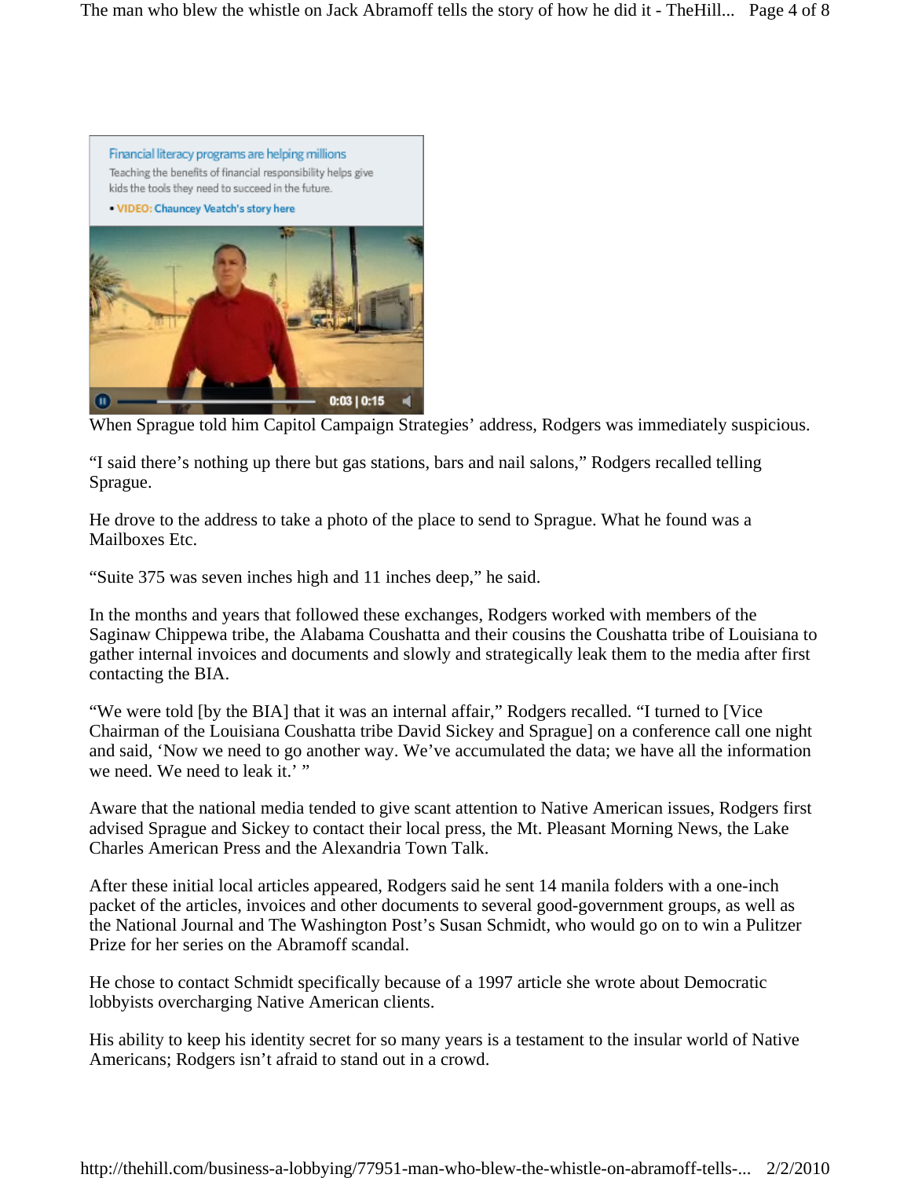When Sprague told him Capitol Campaign Strategies' address, Rodgers was immediately suspicious.

"I said there's nothing up there but gas stations, bars and nail salons," Rodgers recalled telling Sprague.

He drove to the address to take a photo of the place to send to Sprague. What he found was a Mailboxes Etc.

"Suite 375 was seven inches high and 11 inches deep," he said.

In the months and years that followed these exchanges, Rodgers worked with members of the Saginaw Chippewa tribe, the Alabama Coushatta and their cousins the Coushatta tribe of Louisiana to gather internal invoices and documents and slowly and strategically leak them to the media after first contacting the BIA.

"We were told [by the BIA] that it was an internal affair," Rodgers recalled. "I turned to [Vice Chairman of the Louisiana Coushatta tribe David Sickey and Sprague] on a conference call one night and said, 'Now we need to go another way. We've accumulated the data; we have all the information we need. We need to leak it.' "

Aware that the national media tended to give scant attention to Native American issues, Rodgers first advised Sprague and Sickey to contact their local press, the Mt. Pleasant Morning News, the Lake Charles American Press and the Alexandria Town Talk.

After these initial local articles appeared, Rodgers said he sent 14 manila folders with a one-inch packet of the articles, invoices and other documents to several good-government groups, as well as the National Journal and The Washington Post's Susan Schmidt, who would go on to win a Pulitzer Prize for her series on the Abramoff scandal.

He chose to contact Schmidt specifically because of a 1997 article she wrote about Democratic lobbyists overcharging Native American clients.

His ability to keep his identity secret for so many years is a testament to the insular world of Native Americans; Rodgers isn't afraid to stand out in a crowd.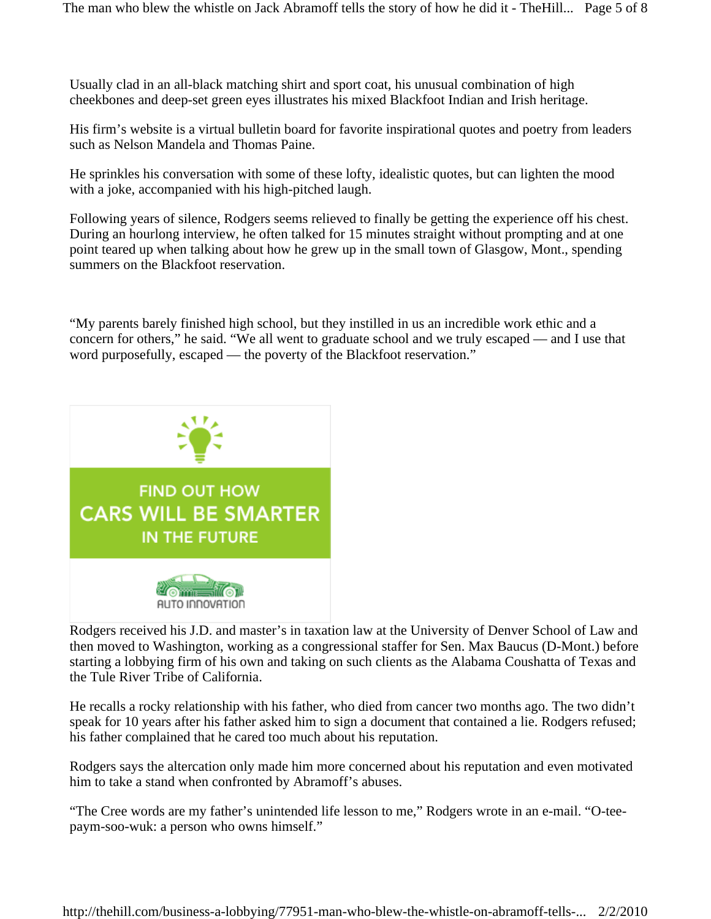Usually clad in an all-black matching shirt and sport coat, his unusual combination of high cheekbones and deep-set green eyes illustrates his mixed Blackfoot Indian and Irish heritage.

His firm's website is a virtual bulletin board for favorite inspirational quotes and poetry from leaders such as Nelson Mandela and Thomas Paine.

He sprinkles his conversation with some of these lofty, idealistic quotes, but can lighten the mood with a joke, accompanied with his high-pitched laugh.

Following years of silence, Rodgers seems relieved to finally be getting the experience off his chest. During an hourlong interview, he often talked for 15 minutes straight without prompting and at one point teared up when talking about how he grew up in the small town of Glasgow, Mont., spending summers on the Blackfoot reservation.

"My parents barely finished high school, but they instilled in us an incredible work ethic and a concern for others," he said. "We all went to graduate school and we truly escaped — and I use that word purposefully, escaped — the poverty of the Blackfoot reservation."

FIND OUT HOW
CARS WILL BE SMARTER
IN THE FUTURE

AUTO INNOVATION

Rodgers received his J.D. and master's in taxation law at the University of Denver School of Law and then moved to Washington, working as a congressional staffer for Sen. Max Baucus (D-Mont.) before starting a lobbying firm of his own and taking on such clients as the Alabama Coushatta of Texas and the Tule River Tribe of California.

He recalls a rocky relationship with his father, who died from cancer two months ago. The two didn't speak for 10 years after his father asked him to sign a document that contained a lie. Rodgers refused; his father complained that he cared too much about his reputation.

Rodgers says the altercation only made him more concerned about his reputation and even motivated him to take a stand when confronted by Abramoff's abuses.

"The Cree words are my father's unintended life lesson to me," Rodgers wrote in an e-mail. "O-tee-paym-soo-wuk: a person who owns himself."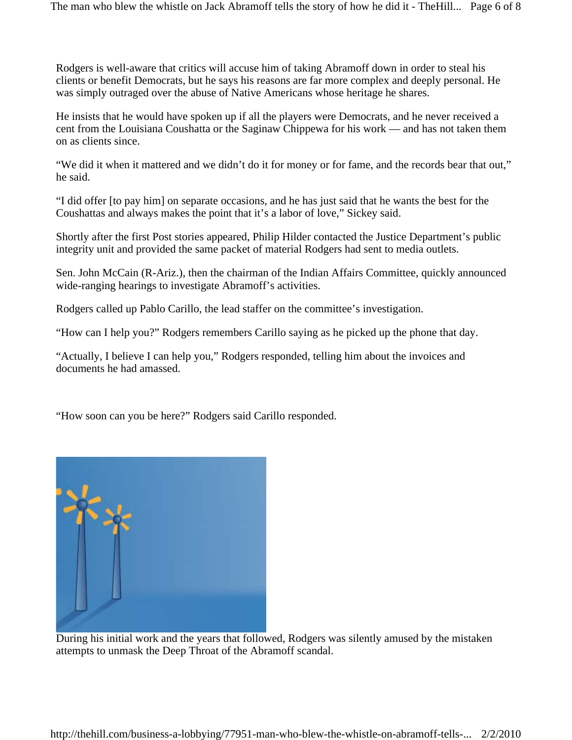Rodgers is well-aware that critics will accuse him of taking Abramoff down in order to steal his clients or benefit Democrats, but he says his reasons are far more complex and deeply personal. He was simply outraged over the abuse of Native Americans whose heritage he shares.

He insists that he would have spoken up if all the players were Democrats, and he never received a cent from the Louisiana Coushatta or the Saginaw Chippewa for his work — and has not taken them on as clients since.

"We did it when it mattered and we didn't do it for money or for fame, and the records bear that out," he said.

"I did offer [to pay him] on separate occasions, and he has just said that he wants the best for the Coushattas and always makes the point that it's a labor of love," Sickey said.

Shortly after the first Post stories appeared, Philip Hilder contacted the Justice Department's public integrity unit and provided the same packet of material Rodgers had sent to media outlets.

Sen. John McCain (R-Ariz.), then the chairman of the Indian Affairs Committee, quickly announced wide-ranging hearings to investigate Abramoff's activities.

Rodgers called up Pablo Carillo, the lead staffer on the committee's investigation.

"How can I help you?" Rodgers remembers Carillo saying as he picked up the phone that day.

"Actually, I believe I can help you," Rodgers responded, telling him about the invoices and documents he had amassed.

"How soon can you be here?" Rodgers said Carillo responded.

During his initial work and the years that followed, Rodgers was silently amused by the mistaken attempts to unmask the Deep Throat of the Abramoff scandal.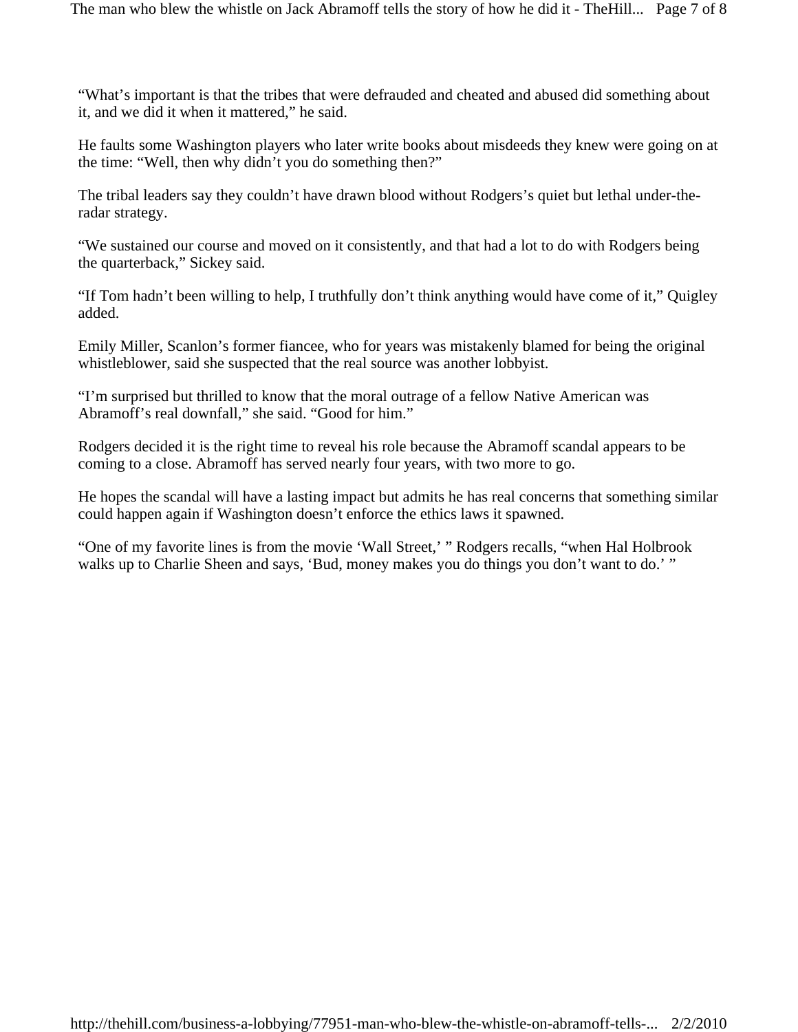"What's important is that the tribes that were defrauded and cheated and abused did something about it, and we did it when it mattered," he said.

He faults some Washington players who later write books about misdeeds they knew were going on at the time: "Well, then why didn't you do something then?"

The tribal leaders say they couldn't have drawn blood without Rodgers's quiet but lethal under-the-radar strategy.

"We sustained our course and moved on it consistently, and that had a lot to do with Rodgers being the quarterback," Sickey said.

"If Tom hadn't been willing to help, I truthfully don't think anything would have come of it," Quigley added.

Emily Miller, Scanlon's former fiancee, who for years was mistakenly blamed for being the original whistleblower, said she suspected that the real source was another lobbyist.

"I'm surprised but thrilled to know that the moral outrage of a fellow Native American was Abramoff's real downfall," she said. "Good for him."

Rodgers decided it is the right time to reveal his role because the Abramoff scandal appears to be coming to a close. Abramoff has served nearly four years, with two more to go.

He hopes the scandal will have a lasting impact but admits he has real concerns that something similar could happen again if Washington doesn't enforce the ethics laws it spawned.

"One of my favorite lines is from the movie 'Wall Street,' " Rodgers recalls, "when Hal Holbrook walks up to Charlie Sheen and says, 'Bud, money makes you do things you don't want to do.' "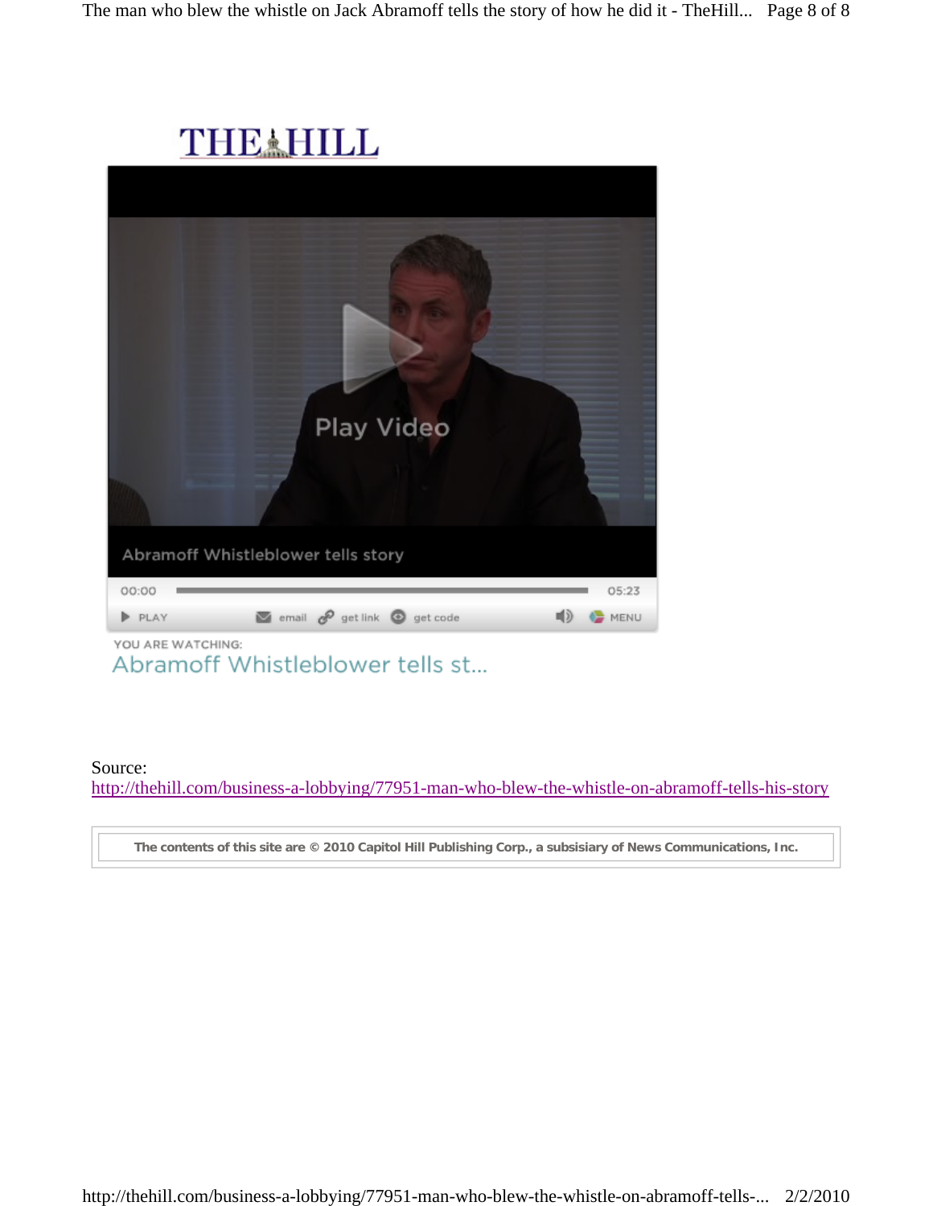THE HILL

Abramoff Whistleblower tells story

00:00 05:23

PLAY email get link get code MENU

YOU ARE WATCHING:

Abramoff Whistleblower tells st...

Source:
http://thehill.com/business-a-lobbying/77951-man-who-blew-the-whistle-on-abramoff-tells-his-story

The contents of this site are © 2010 Capitol Hill Publishing Corp., a subsisiary of News Communications, Inc.